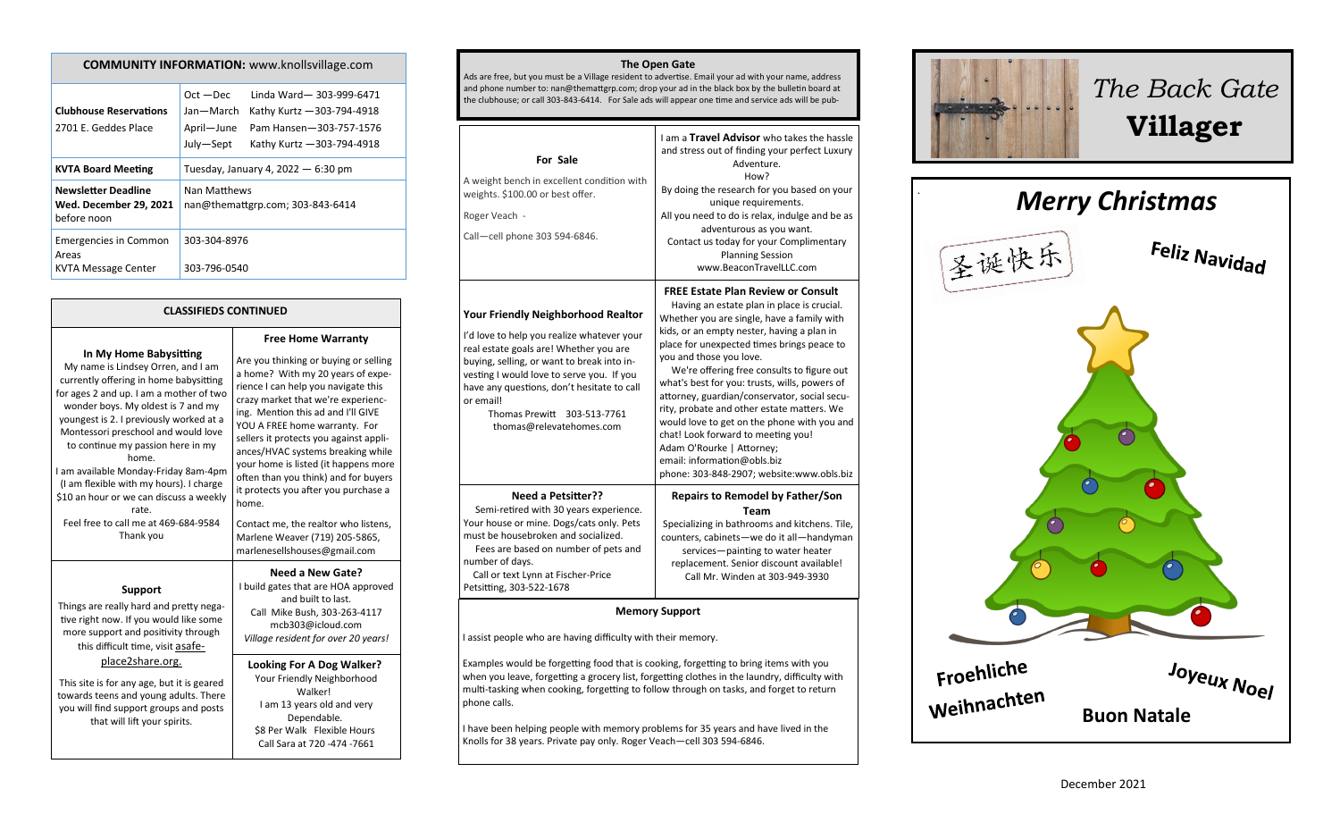| COMMUNITY INFORMATION: www.knollsvillage.com | | |
|---|---|---|
| **Clubhouse Reservations**<br>2701 E. Geddes Place | Oct —Dec<br>Jan—March<br>April—June<br>July—Sept | Linda Ward— 303-999-6471<br>Kathy Kurtz —303-794-4918<br>Pam Hansen—303-757-1576<br>Kathy Kurtz —303-794-4918 |
| **KVTA Board Meeting** | Tuesday, January 4, 2022 — 6:30 pm | |
| **Newsletter Deadline**<br>**Wed. December 29, 2021** before noon | Nan Matthews<br>nan@themattgrp.com; 303-843-6414 | |
| Emergencies in Common Areas<br>KVTA Message Center | 303-304-8976<br><br>303-796-0540 | |

## CLASSIFIEDS CONTINUED

### In My Home Babysitting

My name is Lindsey Orren, and I am currently offering in home babysitting for ages 2 and up. I am a mother of two wonder boys. My oldest is 7 and my youngest is 2. I previously worked at a Montessori preschool and would love to continue my passion here in my home.

I am available Monday-Friday 8am-4pm (I am flexible with my hours). I charge $10 an hour or we can discuss a weekly rate.

Feel free to call me at 469-684-9584

Thank you

### Free Home Warranty

Are you thinking or buying or selling a home? With my 20 years of experience I can help you navigate this crazy market that we're experiencing. Mention this ad and I'll GIVE YOU A FREE home warranty. For sellers it protects you against appliances/HVAC systems breaking while your home is listed (it happens more often than you think) and for buyers it protects you after you purchase a home.

Contact me, the realtor who listens, Marlene Weaver (719) 205-5865, marlenesellshouses@gmail.com

### Support

Things are really hard and pretty negative right now. If you would like some more support and positivity through this difficult time, visit asafe-place2share.org.

This site is for any age, but it is geared towards teens and young adults. There you will find support groups and posts that will lift your spirits.

### Need a New Gate?

I build gates that are HOA approved and built to last.

Call Mike Bush, 303-263-4117

mcb303@icloud.com

*Village resident for over 20 years!*

### Looking For A Dog Walker?

Your Friendly Neighborhood Walker!

I am 13 years old and very Dependable.

$8 Per Walk Flexible Hours

Call Sara at 720 -474 -7661

## The Open Gate

Ads are free, but you must be a Village resident to advertise. Email your ad with your name, address and phone number to: nan@themattgrp.com; drop your ad in the black box by the bulletin board at the clubhouse; or call 303-843-6414. For Sale ads will appear one time and service ads will be pub-

### For Sale

A weight bench in excellent condition with weights. $100.00 or best offer.

Roger Veach -

Call—cell phone 303 594-6846.

I am a **Travel Advisor** who takes the hassle and stress out of finding your perfect Luxury Adventure.

How?

By doing the research for you based on your unique requirements.

All you need to do is relax, indulge and be as adventurous as you want.

Contact us today for your Complimentary Planning Session

www.BeaconTravelLLC.com

### Your Friendly Neighborhood Realtor

I'd love to help you realize whatever your real estate goals are! Whether you are buying, selling, or want to break into investing I would love to serve you. If you have any questions, don't hesitate to call or email!

Thomas Prewitt 303-513-7761

thomas@relevatehomes.com

### FREE Estate Plan Review or Consult

Having an estate plan in place is crucial. Whether you are single, have a family with kids, or an empty nester, having a plan in place for unexpected times brings peace to you and those you love.

We're offering free consults to figure out what's best for you: trusts, wills, powers of attorney, guardian/conservator, social security, probate and other estate matters. We would love to get on the phone with you and chat! Look forward to meeting you!

Adam O'Rourke | Attorney;

email: information@obls.biz

phone: 303-848-2907; website:www.obls.biz

### Need a Petsitter??

Semi-retired with 30 years experience. Your house or mine. Dogs/cats only. Pets must be housebroken and socialized.

Fees are based on number of pets and number of days.

Call or text Lynn at Fischer-Price Petsitting, 303-522-1678

### Repairs to Remodel by Father/Son Team

Specializing in bathrooms and kitchens. Tile, counters, cabinets—we do it all—handyman services—painting to water heater replacement. Senior discount available!

Call Mr. Winden at 303-949-3930

### Memory Support

I assist people who are having difficulty with their memory.

Examples would be forgetting food that is cooking, forgetting to bring items with you when you leave, forgetting a grocery list, forgetting clothes in the laundry, difficulty with multi-tasking when cooking, forgetting to follow through on tasks, and forget to return phone calls.

I have been helping people with memory problems for 35 years and have lived in the Knolls for 38 years. Private pay only. Roger Veach—cell 303 594-6846.

# *The Back Gate* **Villager**

## *Merry Christmas*

圣诞快乐

Feliz Navidad

Froehliche Weihnachten

Joyeux Noel

Buon Natale

December 2021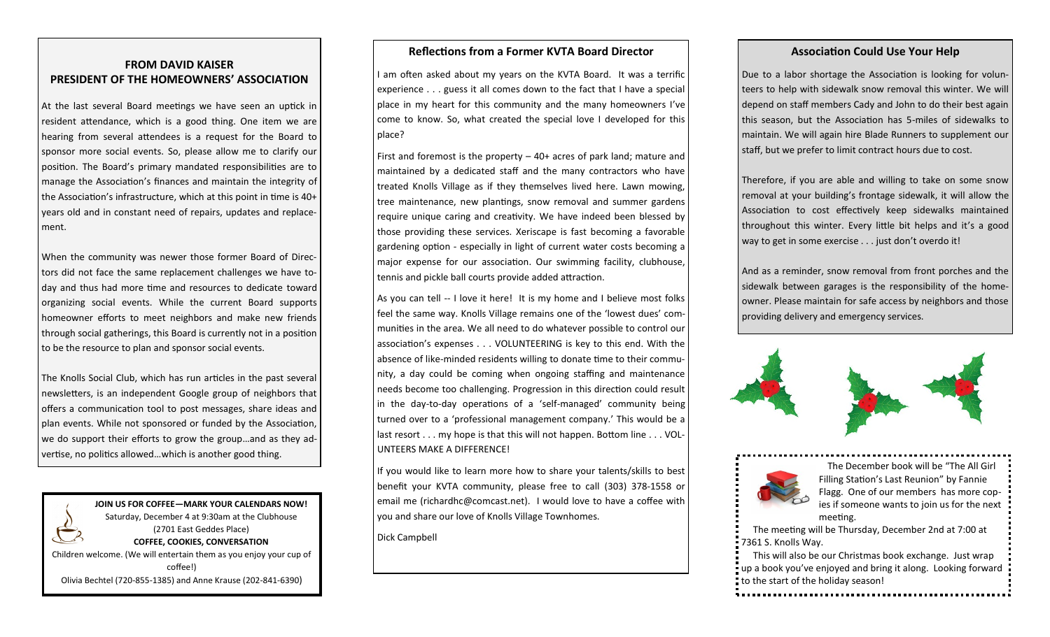## FROM DAVID KAISER
## PRESIDENT OF THE HOMEOWNERS' ASSOCIATION

At the last several Board meetings we have seen an uptick in resident attendance, which is a good thing. One item we are hearing from several attendees is a request for the Board to sponsor more social events. So, please allow me to clarify our position. The Board's primary mandated responsibilities are to manage the Association's finances and maintain the integrity of the Association's infrastructure, which at this point in time is 40+ years old and in constant need of repairs, updates and replacement.

When the community was newer those former Board of Directors did not face the same replacement challenges we have today and thus had more time and resources to dedicate toward organizing social events. While the current Board supports homeowner efforts to meet neighbors and make new friends through social gatherings, this Board is currently not in a position to be the resource to plan and sponsor social events.

The Knolls Social Club, which has run articles in the past several newsletters, is an independent Google group of neighbors that offers a communication tool to post messages, share ideas and plan events. While not sponsored or funded by the Association, we do support their efforts to grow the group…and as they advertise, no politics allowed…which is another good thing.

**JOIN US FOR COFFEE—MARK YOUR CALENDARS NOW!**

Saturday, December 4 at 9:30am at the Clubhouse
(2701 East Geddes Place)

**COFFEE, COOKIES, CONVERSATION**

Children welcome. (We will entertain them as you enjoy your cup of coffee!)

Olivia Bechtel (720-855-1385) and Anne Krause (202-841-6390)

## Reflections from a Former KVTA Board Director

I am often asked about my years on the KVTA Board. It was a terrific experience . . . guess it all comes down to the fact that I have a special place in my heart for this community and the many homeowners I've come to know. So, what created the special love I developed for this place?

First and foremost is the property – 40+ acres of park land; mature and maintained by a dedicated staff and the many contractors who have treated Knolls Village as if they themselves lived here. Lawn mowing, tree maintenance, new plantings, snow removal and summer gardens require unique caring and creativity. We have indeed been blessed by those providing these services. Xeriscape is fast becoming a favorable gardening option - especially in light of current water costs becoming a major expense for our association. Our swimming facility, clubhouse, tennis and pickle ball courts provide added attraction.

As you can tell -- I love it here! It is my home and I believe most folks feel the same way. Knolls Village remains one of the 'lowest dues' communities in the area. We all need to do whatever possible to control our association's expenses . . . VOLUNTEERING is key to this end. With the absence of like-minded residents willing to donate time to their community, a day could be coming when ongoing staffing and maintenance needs become too challenging. Progression in this direction could result in the day-to-day operations of a 'self-managed' community being turned over to a 'professional management company.' This would be a last resort . . . my hope is that this will not happen. Bottom line . . . VOLUNTEERS MAKE A DIFFERENCE!

If you would like to learn more how to share your talents/skills to best benefit your KVTA community, please free to call (303) 378-1558 or email me (richardhc@comcast.net). I would love to have a coffee with you and share our love of Knolls Village Townhomes.

Dick Campbell

## Association Could Use Your Help

Due to a labor shortage the Association is looking for volunteers to help with sidewalk snow removal this winter. We will depend on staff members Cady and John to do their best again this season, but the Association has 5-miles of sidewalks to maintain. We will again hire Blade Runners to supplement our staff, but we prefer to limit contract hours due to cost.

Therefore, if you are able and willing to take on some snow removal at your building's frontage sidewalk, it will allow the Association to cost effectively keep sidewalks maintained throughout this winter. Every little bit helps and it's a good way to get in some exercise . . . just don't overdo it!

And as a reminder, snow removal from front porches and the sidewalk between garages is the responsibility of the homeowner. Please maintain for safe access by neighbors and those providing delivery and emergency services.

The December book will be "The All Girl Filling Station's Last Reunion" by Fannie Flagg. One of our members has more copies if someone wants to join us for the next meeting.

The meeting will be Thursday, December 2nd at 7:00 at 7361 S. Knolls Way.

This will also be our Christmas book exchange. Just wrap up a book you've enjoyed and bring it along. Looking forward to the start of the holiday season!